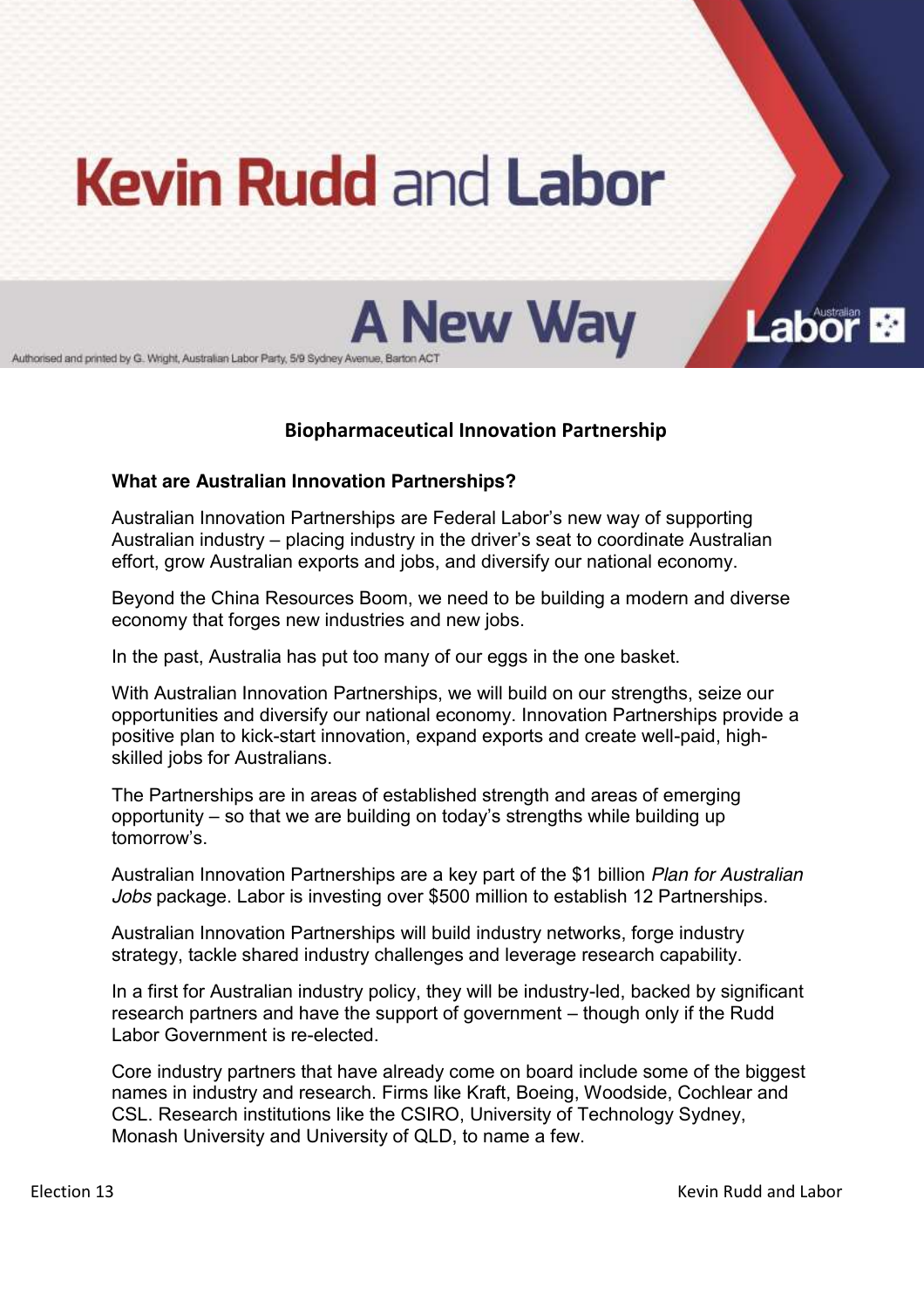# Kevin Rudd and Labor

## A New Way

Authorised and printed by G. Wright, Australian Labor Party, 5/9 Sydney Avenue, Barton ACT

### Biopharmaceutical Innovation Partnership

**What are Australian Innovation Partnerships?**

Australian Innovation Partnerships are Federal Labor's new way of supporting Australian industry – placing industry in the driver's seat to coordinate Australian effort, grow Australian exports and jobs, and diversify our national economy.

Beyond the China Resources Boom, we need to be building a modern and diverse economy that forges new industries and new jobs.

In the past, Australia has put too many of our eggs in the one basket.

With Australian Innovation Partnerships, we will build on our strengths, seize our opportunities and diversify our national economy. Innovation Partnerships provide a positive plan to kick-start innovation, expand exports and create well-paid, high-skilled jobs for Australians.

The Partnerships are in areas of established strength and areas of emerging opportunity – so that we are building on today's strengths while building up tomorrow's.

Australian Innovation Partnerships are a key part of the $1 billion *Plan for Australian Jobs* package. Labor is investing over $500 million to establish 12 Partnerships.

Australian Innovation Partnerships will build industry networks, forge industry strategy, tackle shared industry challenges and leverage research capability.

In a first for Australian industry policy, they will be industry-led, backed by significant research partners and have the support of government – though only if the Rudd Labor Government is re-elected.

Core industry partners that have already come on board include some of the biggest names in industry and research. Firms like Kraft, Boeing, Woodside, Cochlear and CSL. Research institutions like the CSIRO, University of Technology Sydney, Monash University and University of QLD, to name a few.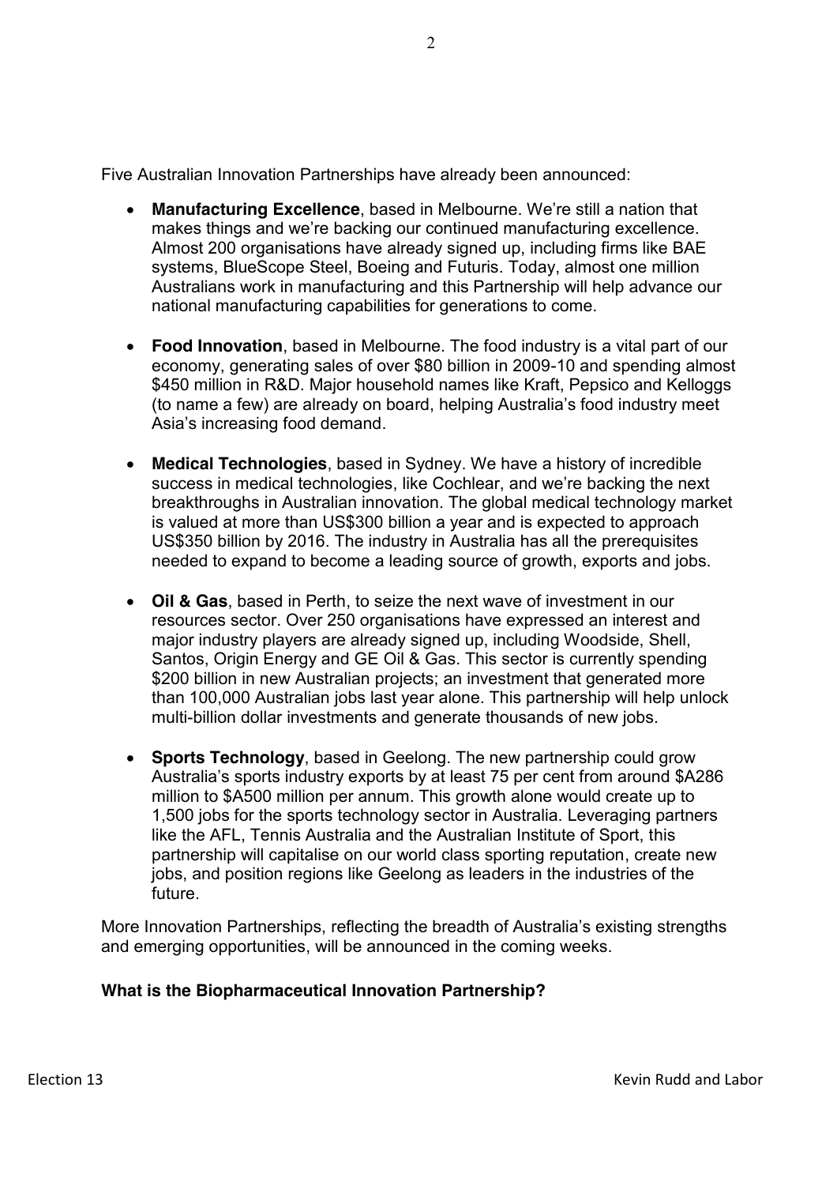Five Australian Innovation Partnerships have already been announced:

- **Manufacturing Excellence**, based in Melbourne. We're still a nation that makes things and we're backing our continued manufacturing excellence. Almost 200 organisations have already signed up, including firms like BAE systems, BlueScope Steel, Boeing and Futuris. Today, almost one million Australians work in manufacturing and this Partnership will help advance our national manufacturing capabilities for generations to come.

- **Food Innovation**, based in Melbourne. The food industry is a vital part of our economy, generating sales of over $80 billion in 2009-10 and spending almost $450 million in R&D. Major household names like Kraft, Pepsico and Kelloggs (to name a few) are already on board, helping Australia's food industry meet Asia's increasing food demand.

- **Medical Technologies**, based in Sydney. We have a history of incredible success in medical technologies, like Cochlear, and we're backing the next breakthroughs in Australian innovation. The global medical technology market is valued at more than US$300 billion a year and is expected to approach US$350 billion by 2016. The industry in Australia has all the prerequisites needed to expand to become a leading source of growth, exports and jobs.

- **Oil & Gas**, based in Perth, to seize the next wave of investment in our resources sector. Over 250 organisations have expressed an interest and major industry players are already signed up, including Woodside, Shell, Santos, Origin Energy and GE Oil & Gas. This sector is currently spending $200 billion in new Australian projects; an investment that generated more than 100,000 Australian jobs last year alone. This partnership will help unlock multi-billion dollar investments and generate thousands of new jobs.

- **Sports Technology**, based in Geelong. The new partnership could grow Australia's sports industry exports by at least 75 per cent from around $A286 million to $A500 million per annum. This growth alone would create up to 1,500 jobs for the sports technology sector in Australia. Leveraging partners like the AFL, Tennis Australia and the Australian Institute of Sport, this partnership will capitalise on our world class sporting reputation, create new jobs, and position regions like Geelong as leaders in the industries of the future.

More Innovation Partnerships, reflecting the breadth of Australia's existing strengths and emerging opportunities, will be announced in the coming weeks.

**What is the Biopharmaceutical Innovation Partnership?**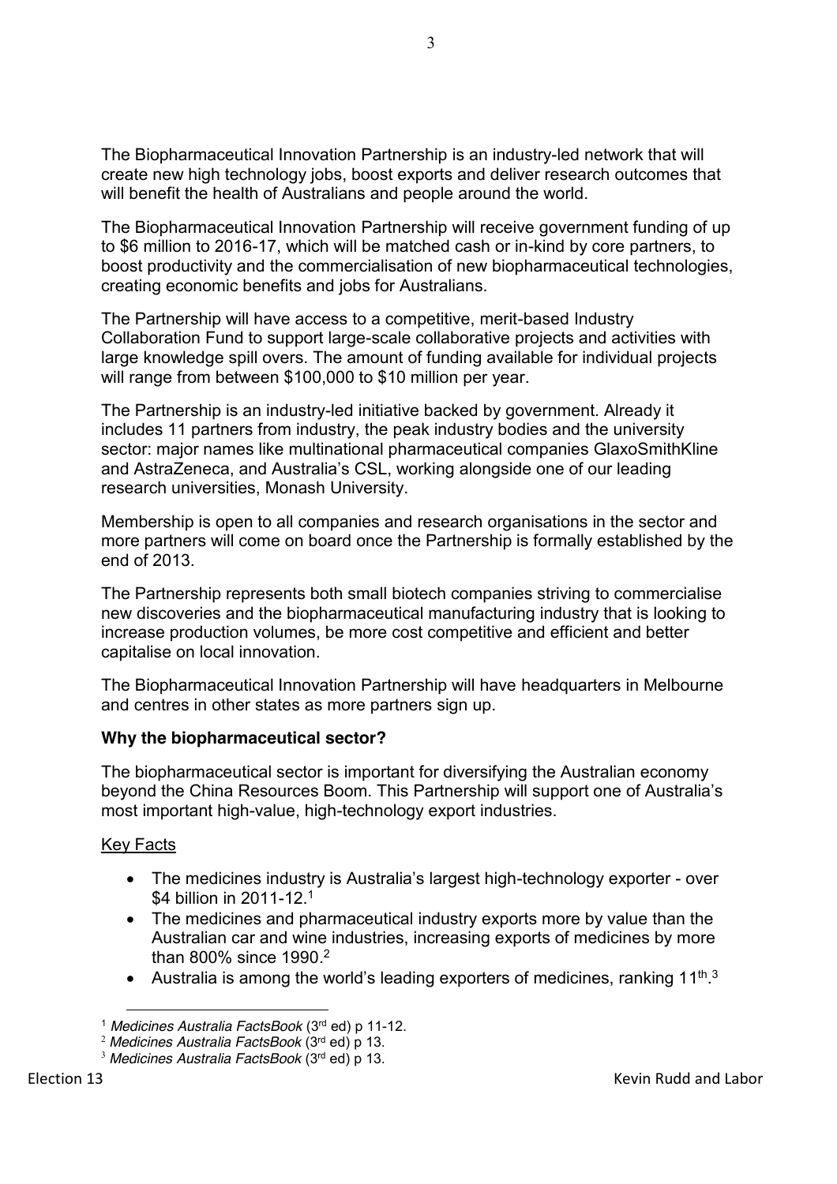The Biopharmaceutical Innovation Partnership is an industry-led network that will create new high technology jobs, boost exports and deliver research outcomes that will benefit the health of Australians and people around the world.

The Biopharmaceutical Innovation Partnership will receive government funding of up to $6 million to 2016-17, which will be matched cash or in-kind by core partners, to boost productivity and the commercialisation of new biopharmaceutical technologies, creating economic benefits and jobs for Australians.

The Partnership will have access to a competitive, merit-based Industry Collaboration Fund to support large-scale collaborative projects and activities with large knowledge spill overs. The amount of funding available for individual projects will range from between $100,000 to $10 million per year.

The Partnership is an industry-led initiative backed by government. Already it includes 11 partners from industry, the peak industry bodies and the university sector: major names like multinational pharmaceutical companies GlaxoSmithKline and AstraZeneca, and Australia's CSL, working alongside one of our leading research universities, Monash University.

Membership is open to all companies and research organisations in the sector and more partners will come on board once the Partnership is formally established by the end of 2013.

The Partnership represents both small biotech companies striving to commercialise new discoveries and the biopharmaceutical manufacturing industry that is looking to increase production volumes, be more cost competitive and efficient and better capitalise on local innovation.

The Biopharmaceutical Innovation Partnership will have headquarters in Melbourne and centres in other states as more partners sign up.

**Why the biopharmaceutical sector?**

The biopharmaceutical sector is important for diversifying the Australian economy beyond the China Resources Boom. This Partnership will support one of Australia's most important high-value, high-technology export industries.

Key Facts

- The medicines industry is Australia's largest high-technology exporter - over $4 billion in 2011-12.[1]
- The medicines and pharmaceutical industry exports more by value than the Australian car and wine industries, increasing exports of medicines by more than 800% since 1990.[2]
- Australia is among the world's leading exporters of medicines, ranking 11th.[3]

---

[1] *Medicines Australia FactsBook* (3rd ed) p 11-12.

[2] *Medicines Australia FactsBook* (3rd ed) p 13.

[3] *Medicines Australia FactsBook* (3rd ed) p 13.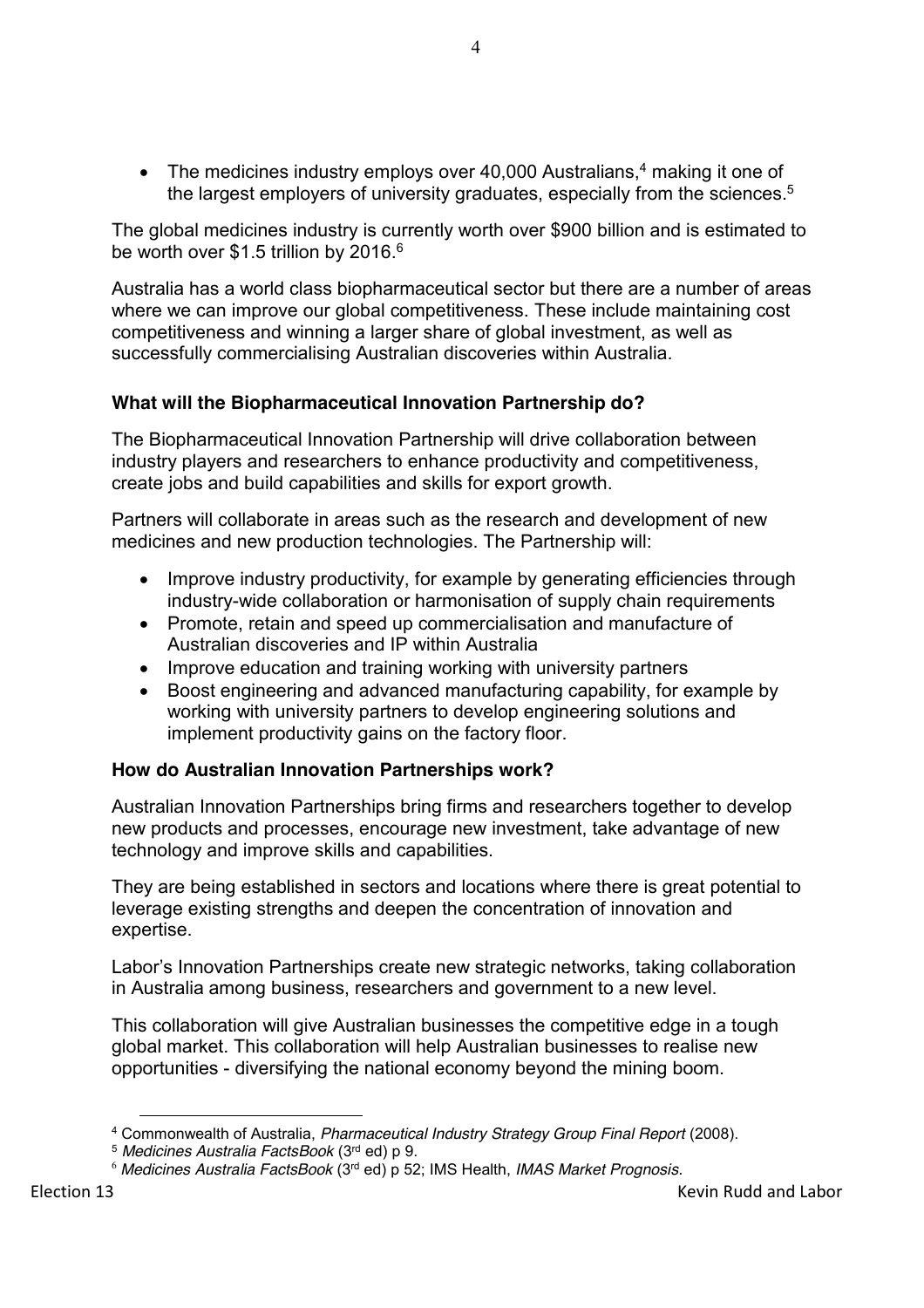- The medicines industry employs over 40,000 Australians,[4] making it one of the largest employers of university graduates, especially from the sciences.[5]

The global medicines industry is currently worth over $900 billion and is estimated to be worth over $1.5 trillion by 2016.[6]

Australia has a world class biopharmaceutical sector but there are a number of areas where we can improve our global competitiveness. These include maintaining cost competitiveness and winning a larger share of global investment, as well as successfully commercialising Australian discoveries within Australia.

**What will the Biopharmaceutical Innovation Partnership do?**

The Biopharmaceutical Innovation Partnership will drive collaboration between industry players and researchers to enhance productivity and competitiveness, create jobs and build capabilities and skills for export growth.

Partners will collaborate in areas such as the research and development of new medicines and new production technologies. The Partnership will:

- Improve industry productivity, for example by generating efficiencies through industry-wide collaboration or harmonisation of supply chain requirements
- Promote, retain and speed up commercialisation and manufacture of Australian discoveries and IP within Australia
- Improve education and training working with university partners
- Boost engineering and advanced manufacturing capability, for example by working with university partners to develop engineering solutions and implement productivity gains on the factory floor.

**How do Australian Innovation Partnerships work?**

Australian Innovation Partnerships bring firms and researchers together to develop new products and processes, encourage new investment, take advantage of new technology and improve skills and capabilities.

They are being established in sectors and locations where there is great potential to leverage existing strengths and deepen the concentration of innovation and expertise.

Labor's Innovation Partnerships create new strategic networks, taking collaboration in Australia among business, researchers and government to a new level.

This collaboration will give Australian businesses the competitive edge in a tough global market. This collaboration will help Australian businesses to realise new opportunities - diversifying the national economy beyond the mining boom.

---

[4] Commonwealth of Australia, *Pharmaceutical Industry Strategy Group Final Report* (2008).

[5] *Medicines Australia FactsBook* (3rd ed) p 9.

[6] *Medicines Australia FactsBook* (3rd ed) p 52; IMS Health, *IMAS Market Prognosis.*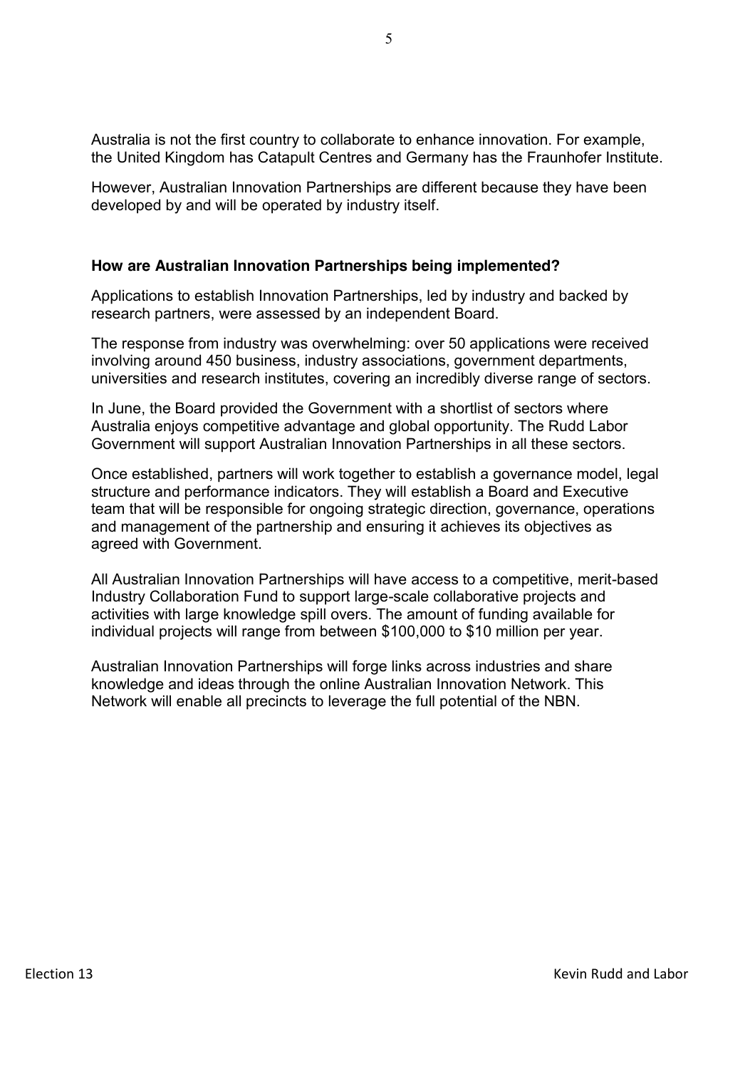Australia is not the first country to collaborate to enhance innovation. For example, the United Kingdom has Catapult Centres and Germany has the Fraunhofer Institute.

However, Australian Innovation Partnerships are different because they have been developed by and will be operated by industry itself.

**How are Australian Innovation Partnerships being implemented?**

Applications to establish Innovation Partnerships, led by industry and backed by research partners, were assessed by an independent Board.

The response from industry was overwhelming: over 50 applications were received involving around 450 business, industry associations, government departments, universities and research institutes, covering an incredibly diverse range of sectors.

In June, the Board provided the Government with a shortlist of sectors where Australia enjoys competitive advantage and global opportunity. The Rudd Labor Government will support Australian Innovation Partnerships in all these sectors.

Once established, partners will work together to establish a governance model, legal structure and performance indicators. They will establish a Board and Executive team that will be responsible for ongoing strategic direction, governance, operations and management of the partnership and ensuring it achieves its objectives as agreed with Government.

All Australian Innovation Partnerships will have access to a competitive, merit-based Industry Collaboration Fund to support large-scale collaborative projects and activities with large knowledge spill overs. The amount of funding available for individual projects will range from between $100,000 to $10 million per year.

Australian Innovation Partnerships will forge links across industries and share knowledge and ideas through the online Australian Innovation Network. This Network will enable all precincts to leverage the full potential of the NBN.